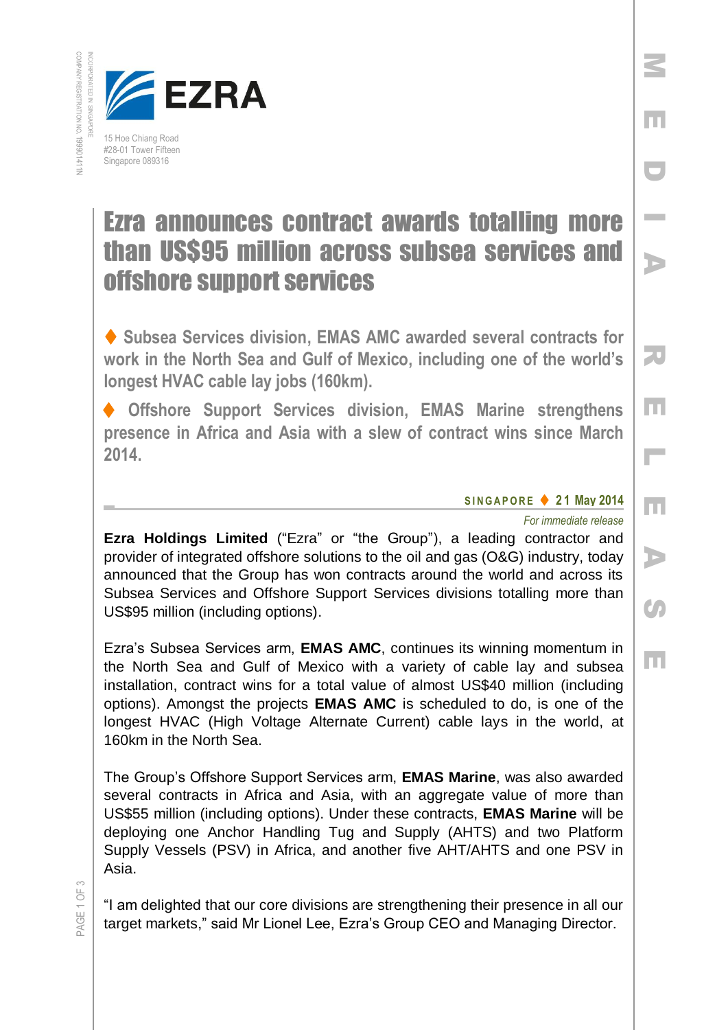EZRA

15 Hoe Chiang Road
#28-01 Tower Fifteen
Singapore 089316

INCORPORATED IN SINGAPORE
COMPANY REGISTRATION NO. 199901411N

MEDIA RELEASE

# Ezra announces contract awards totalling more than US$95 million across subsea services and offshore support services

♦ Subsea Services division, EMAS AMC awarded several contracts for work in the North Sea and Gulf of Mexico, including one of the world's longest HVAC cable lay jobs (160km).

♦ Offshore Support Services division, EMAS Marine strengthens presence in Africa and Asia with a slew of contract wins since March 2014.

**SINGAPORE ♦ 21 May 2014**

*For immediate release*

**Ezra Holdings Limited** ("Ezra" or "the Group"), a leading contractor and provider of integrated offshore solutions to the oil and gas (O&G) industry, today announced that the Group has won contracts around the world and across its Subsea Services and Offshore Support Services divisions totalling more than US$95 million (including options).

Ezra's Subsea Services arm, **EMAS AMC**, continues its winning momentum in the North Sea and Gulf of Mexico with a variety of cable lay and subsea installation, contract wins for a total value of almost US$40 million (including options). Amongst the projects **EMAS AMC** is scheduled to do, is one of the longest HVAC (High Voltage Alternate Current) cable lays in the world, at 160km in the North Sea.

The Group's Offshore Support Services arm, **EMAS Marine**, was also awarded several contracts in Africa and Asia, with an aggregate value of more than US$55 million (including options). Under these contracts, **EMAS Marine** will be deploying one Anchor Handling Tug and Supply (AHTS) and two Platform Supply Vessels (PSV) in Africa, and another five AHT/AHTS and one PSV in Asia.

"I am delighted that our core divisions are strengthening their presence in all our target markets," said Mr Lionel Lee, Ezra's Group CEO and Managing Director.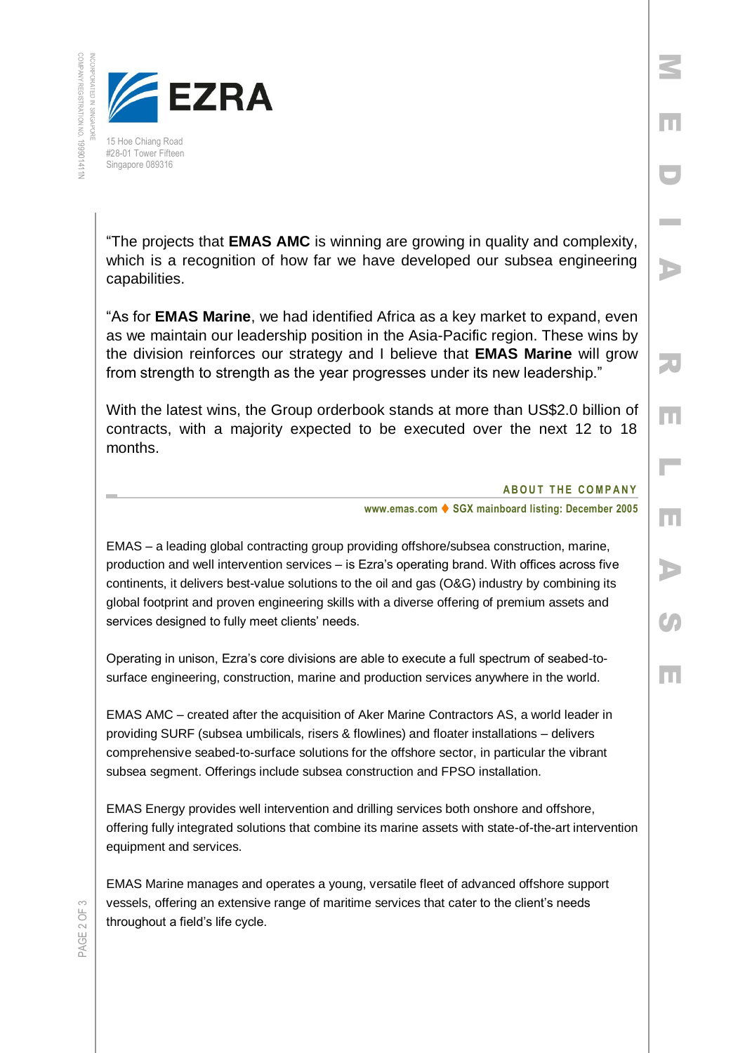“The projects that **EMAS AMC** is winning are growing in quality and complexity, which is a recognition of how far we have developed our subsea engineering capabilities.

“As for **EMAS Marine**, we had identified Africa as a key market to expand, even as we maintain our leadership position in the Asia-Pacific region. These wins by the division reinforces our strategy and I believe that **EMAS Marine** will grow from strength to strength as the year progresses under its new leadership.”

With the latest wins, the Group orderbook stands at more than US$2.0 billion of contracts, with a majority expected to be executed over the next 12 to 18 months.

## ABOUT THE COMPANY

**www.emas.com ♦ SGX mainboard listing: December 2005**

EMAS – a leading global contracting group providing offshore/subsea construction, marine, production and well intervention services – is Ezra’s operating brand. With offices across five continents, it delivers best-value solutions to the oil and gas (O&G) industry by combining its global footprint and proven engineering skills with a diverse offering of premium assets and services designed to fully meet clients’ needs.

Operating in unison, Ezra’s core divisions are able to execute a full spectrum of seabed-to-surface engineering, construction, marine and production services anywhere in the world.

EMAS AMC – created after the acquisition of Aker Marine Contractors AS, a world leader in providing SURF (subsea umbilicals, risers & flowlines) and floater installations – delivers comprehensive seabed-to-surface solutions for the offshore sector, in particular the vibrant subsea segment. Offerings include subsea construction and FPSO installation.

EMAS Energy provides well intervention and drilling services both onshore and offshore, offering fully integrated solutions that combine its marine assets with state-of-the-art intervention equipment and services.

EMAS Marine manages and operates a young, versatile fleet of advanced offshore support vessels, offering an extensive range of maritime services that cater to the client’s needs throughout a field’s life cycle.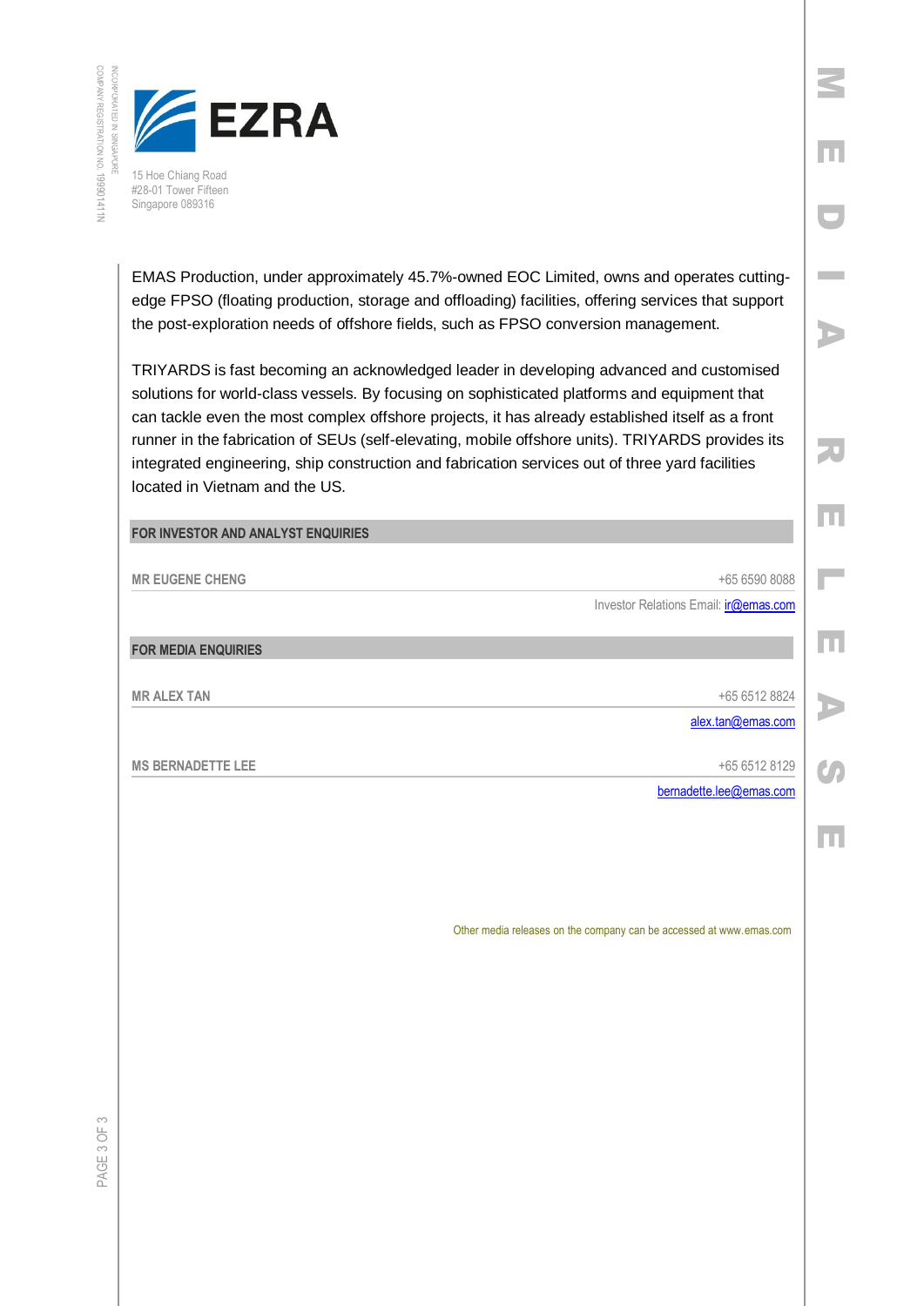15 Hoe Chiang Road
#28-01 Tower Fifteen
Singapore 089316

EMAS Production, under approximately 45.7%-owned EOC Limited, owns and operates cutting-edge FPSO (floating production, storage and offloading) facilities, offering services that support the post-exploration needs of offshore fields, such as FPSO conversion management.

TRIYARDS is fast becoming an acknowledged leader in developing advanced and customised solutions for world-class vessels. By focusing on sophisticated platforms and equipment that can tackle even the most complex offshore projects, it has already established itself as a front runner in the fabrication of SEUs (self-elevating, mobile offshore units). TRIYARDS provides its integrated engineering, ship construction and fabrication services out of three yard facilities located in Vietnam and the US.

## FOR INVESTOR AND ANALYST ENQUIRIES

**MR EUGENE CHENG** — +65 6590 8088
Investor Relations Email: ir@emas.com

## FOR MEDIA ENQUIRIES

**MR ALEX TAN** — +65 6512 8824
alex.tan@emas.com

**MS BERNADETTE LEE** — +65 6512 8129
bernadette.lee@emas.com

Other media releases on the company can be accessed at www.emas.com